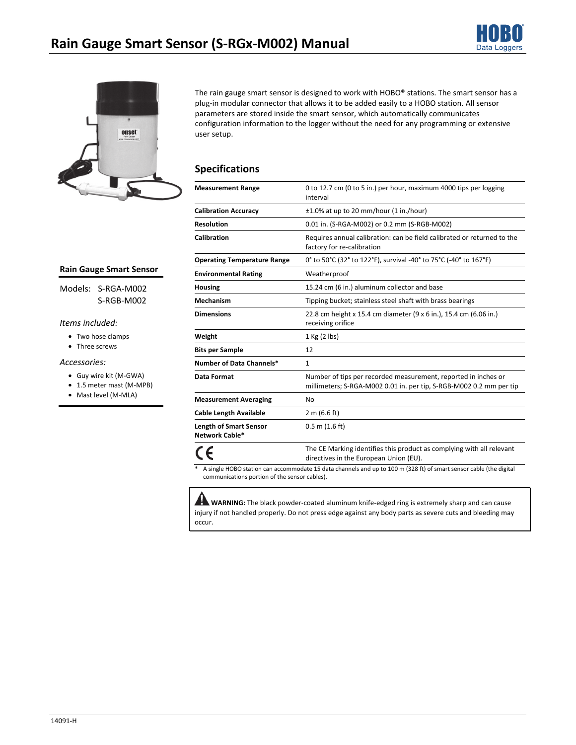# Rain Gauge Smart Sensor (S-RGx-M002) Manual

The rain gauge smart sensor is designed to work with HOBO® stations. The smart sensor has a plug-in modular connector that allows it to be added easily to a HOBO station. All sensor parameters are stored inside the smart sensor, which automatically communicates configuration information to the logger without the need for any programming or extensive user setup.

**Rain Gauge Smart Sensor**

Models: S-RGA-M002
S-RGB-M002

*Items included:*

- Two hose clamps
- Three screws

*Accessories:*

- Guy wire kit (M-GWA)
- 1.5 meter mast (M-MPB)
- Mast level (M-MLA)

## Specifications

| | |
|---|---|
| **Measurement Range** | 0 to 12.7 cm (0 to 5 in.) per hour, maximum 4000 tips per logging interval |
| **Calibration Accuracy** | ±1.0% at up to 20 mm/hour (1 in./hour) |
| **Resolution** | 0.01 in. (S-RGA-M002) or 0.2 mm (S-RGB-M002) |
| **Calibration** | Requires annual calibration: can be field calibrated or returned to the factory for re-calibration |
| **Operating Temperature Range** | 0° to 50°C (32° to 122°F), survival -40° to 75°C (-40° to 167°F) |
| **Environmental Rating** | Weatherproof |
| **Housing** | 15.24 cm (6 in.) aluminum collector and base |
| **Mechanism** | Tipping bucket; stainless steel shaft with brass bearings |
| **Dimensions** | 22.8 cm height x 15.4 cm diameter (9 x 6 in.), 15.4 cm (6.06 in.) receiving orifice |
| **Weight** | 1 Kg (2 lbs) |
| **Bits per Sample** | 12 |
| **Number of Data Channels*** | 1 |
| **Data Format** | Number of tips per recorded measurement, reported in inches or millimeters; S-RGA-M002 0.01 in. per tip, S-RGB-M002 0.2 mm per tip |
| **Measurement Averaging** | No |
| **Cable Length Available** | 2 m (6.6 ft) |
| **Length of Smart Sensor Network Cable*** | 0.5 m (1.6 ft) |
| CE | The CE Marking identifies this product as complying with all relevant directives in the European Union (EU). |

\* A single HOBO station can accommodate 15 data channels and up to 100 m (328 ft) of smart sensor cable (the digital communications portion of the sensor cables).

> **WARNING:** The black powder-coated aluminum knife-edged ring is extremely sharp and can cause injury if not handled properly. Do not press edge against any body parts as severe cuts and bleeding may occur.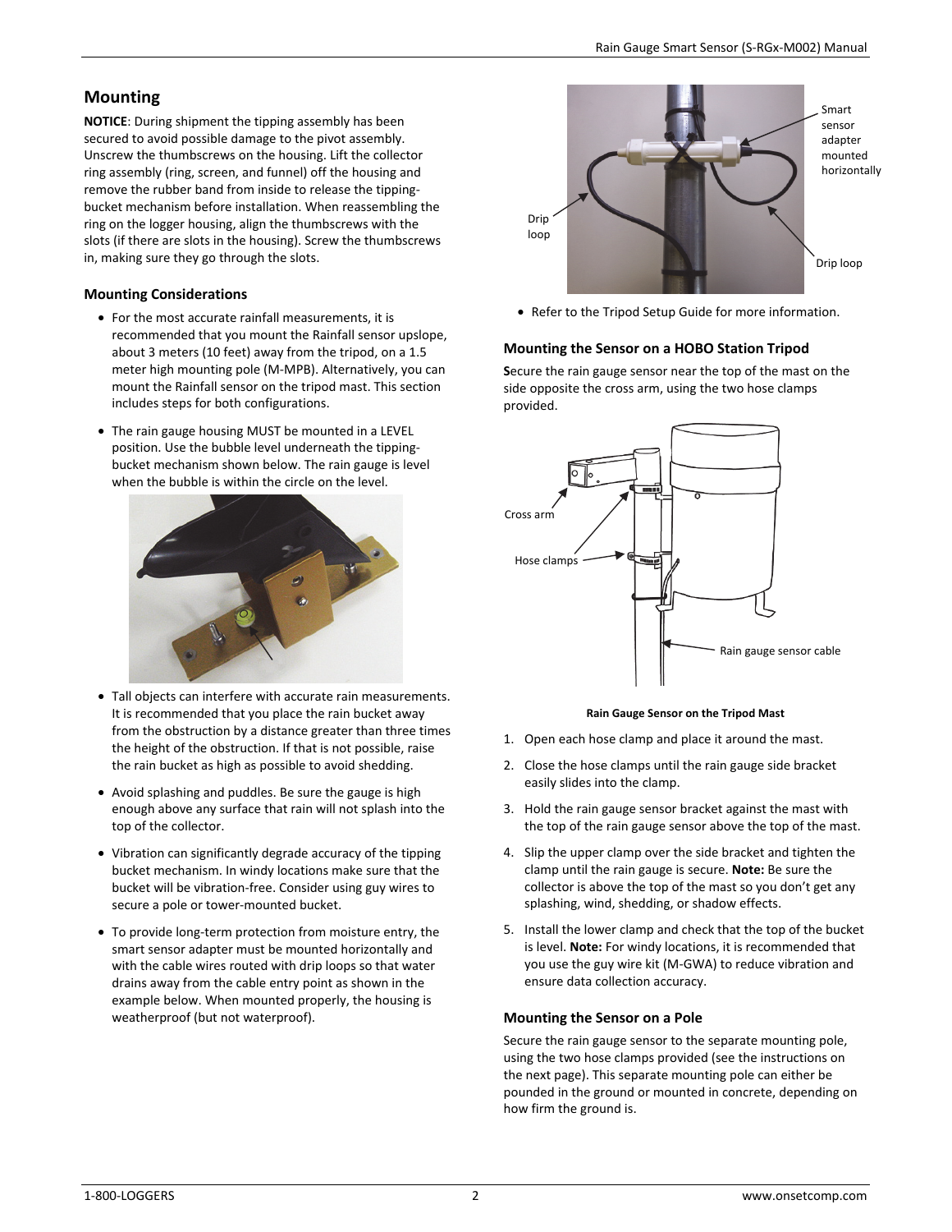## Mounting

**NOTICE**: During shipment the tipping assembly has been secured to avoid possible damage to the pivot assembly. Unscrew the thumbscrews on the housing. Lift the collector ring assembly (ring, screen, and funnel) off the housing and remove the rubber band from inside to release the tipping-bucket mechanism before installation. When reassembling the ring on the logger housing, align the thumbscrews with the slots (if there are slots in the housing). Screw the thumbscrews in, making sure they go through the slots.

### Mounting Considerations

- For the most accurate rainfall measurements, it is recommended that you mount the Rainfall sensor upslope, about 3 meters (10 feet) away from the tripod, on a 1.5 meter high mounting pole (M-MPB). Alternatively, you can mount the Rainfall sensor on the tripod mast. This section includes steps for both configurations.
- The rain gauge housing MUST be mounted in a LEVEL position. Use the bubble level underneath the tipping-bucket mechanism shown below. The rain gauge is level when the bubble is within the circle on the level.
- Tall objects can interfere with accurate rain measurements. It is recommended that you place the rain bucket away from the obstruction by a distance greater than three times the height of the obstruction. If that is not possible, raise the rain bucket as high as possible to avoid shedding.
- Avoid splashing and puddles. Be sure the gauge is high enough above any surface that rain will not splash into the top of the collector.
- Vibration can significantly degrade accuracy of the tipping bucket mechanism. In windy locations make sure that the bucket will be vibration-free. Consider using guy wires to secure a pole or tower-mounted bucket.
- To provide long-term protection from moisture entry, the smart sensor adapter must be mounted horizontally and with the cable wires routed with drip loops so that water drains away from the cable entry point as shown in the example below. When mounted properly, the housing is weatherproof (but not waterproof).

Drip loop | Smart sensor adapter mounted horizontally | Drip loop

- Refer to the Tripod Setup Guide for more information.

### Mounting the Sensor on a HOBO Station Tripod

Secure the rain gauge sensor near the top of the mast on the side opposite the cross arm, using the two hose clamps provided.

Cross arm | Hose clamps | Rain gauge sensor cable

**Rain Gauge Sensor on the Tripod Mast**

1. Open each hose clamp and place it around the mast.
2. Close the hose clamps until the rain gauge side bracket easily slides into the clamp.
3. Hold the rain gauge sensor bracket against the mast with the top of the rain gauge sensor above the top of the mast.
4. Slip the upper clamp over the side bracket and tighten the clamp until the rain gauge is secure. **Note:** Be sure the collector is above the top of the mast so you don't get any splashing, wind, shedding, or shadow effects.
5. Install the lower clamp and check that the top of the bucket is level. **Note:** For windy locations, it is recommended that you use the guy wire kit (M-GWA) to reduce vibration and ensure data collection accuracy.

### Mounting the Sensor on a Pole

Secure the rain gauge sensor to the separate mounting pole, using the two hose clamps provided (see the instructions on the next page). This separate mounting pole can either be pounded in the ground or mounted in concrete, depending on how firm the ground is.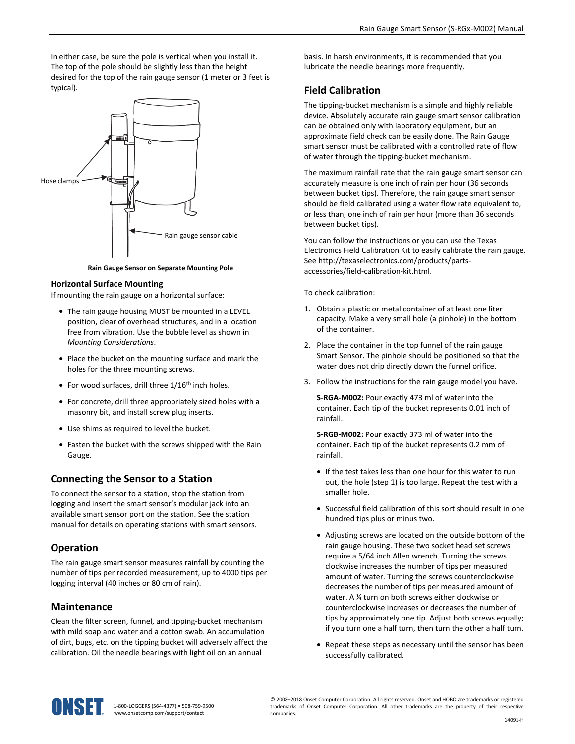In either case, be sure the pole is vertical when you install it. The top of the pole should be slightly less than the height desired for the top of the rain gauge sensor (1 meter or 3 feet is typical).

Hose clamps

Rain gauge sensor cable

**Rain Gauge Sensor on Separate Mounting Pole**

### Horizontal Surface Mounting

If mounting the rain gauge on a horizontal surface:

- The rain gauge housing MUST be mounted in a LEVEL position, clear of overhead structures, and in a location free from vibration. Use the bubble level as shown in *Mounting Considerations*.
- Place the bucket on the mounting surface and mark the holes for the three mounting screws.
- For wood surfaces, drill three 1/16th inch holes.
- For concrete, drill three appropriately sized holes with a masonry bit, and install screw plug inserts.
- Use shims as required to level the bucket.
- Fasten the bucket with the screws shipped with the Rain Gauge.

## Connecting the Sensor to a Station

To connect the sensor to a station, stop the station from logging and insert the smart sensor's modular jack into an available smart sensor port on the station. See the station manual for details on operating stations with smart sensors.

## Operation

The rain gauge smart sensor measures rainfall by counting the number of tips per recorded measurement, up to 4000 tips per logging interval (40 inches or 80 cm of rain).

## Maintenance

Clean the filter screen, funnel, and tipping-bucket mechanism with mild soap and water and a cotton swab. An accumulation of dirt, bugs, etc. on the tipping bucket will adversely affect the calibration. Oil the needle bearings with light oil on an annual basis. In harsh environments, it is recommended that you lubricate the needle bearings more frequently.

## Field Calibration

The tipping-bucket mechanism is a simple and highly reliable device. Absolutely accurate rain gauge smart sensor calibration can be obtained only with laboratory equipment, but an approximate field check can be easily done. The Rain Gauge smart sensor must be calibrated with a controlled rate of flow of water through the tipping-bucket mechanism.

The maximum rainfall rate that the rain gauge smart sensor can accurately measure is one inch of rain per hour (36 seconds between bucket tips). Therefore, the rain gauge smart sensor should be field calibrated using a water flow rate equivalent to, or less than, one inch of rain per hour (more than 36 seconds between bucket tips).

You can follow the instructions or you can use the Texas Electronics Field Calibration Kit to easily calibrate the rain gauge. See http://texaselectronics.com/products/parts-accessories/field-calibration-kit.html.

To check calibration:

1. Obtain a plastic or metal container of at least one liter capacity. Make a very small hole (a pinhole) in the bottom of the container.
2. Place the container in the top funnel of the rain gauge Smart Sensor. The pinhole should be positioned so that the water does not drip directly down the funnel orifice.
3. Follow the instructions for the rain gauge model you have.

   **S-RGA-M002:** Pour exactly 473 ml of water into the container. Each tip of the bucket represents 0.01 inch of rainfall.

   **S-RGB-M002:** Pour exactly 373 ml of water into the container. Each tip of the bucket represents 0.2 mm of rainfall.

   - If the test takes less than one hour for this water to run out, the hole (step 1) is too large. Repeat the test with a smaller hole.
   - Successful field calibration of this sort should result in one hundred tips plus or minus two.
   - Adjusting screws are located on the outside bottom of the rain gauge housing. These two socket head set screws require a 5/64 inch Allen wrench. Turning the screws clockwise increases the number of tips per measured amount of water. Turning the screws counterclockwise decreases the number of tips per measured amount of water. A ¼ turn on both screws either clockwise or counterclockwise increases or decreases the number of tips by approximately one tip. Adjust both screws equally; if you turn one a half turn, then turn the other a half turn.
   - Repeat these steps as necessary until the sensor has been successfully calibrated.

1-800-LOGGERS (564-4377) • 508-759-9500
www.onsetcomp.com/support/contact

© 2008–2018 Onset Computer Corporation. All rights reserved. Onset and HOBO are trademarks or registered trademarks of Onset Computer Corporation. All other trademarks are the property of their respective companies.

14091-H